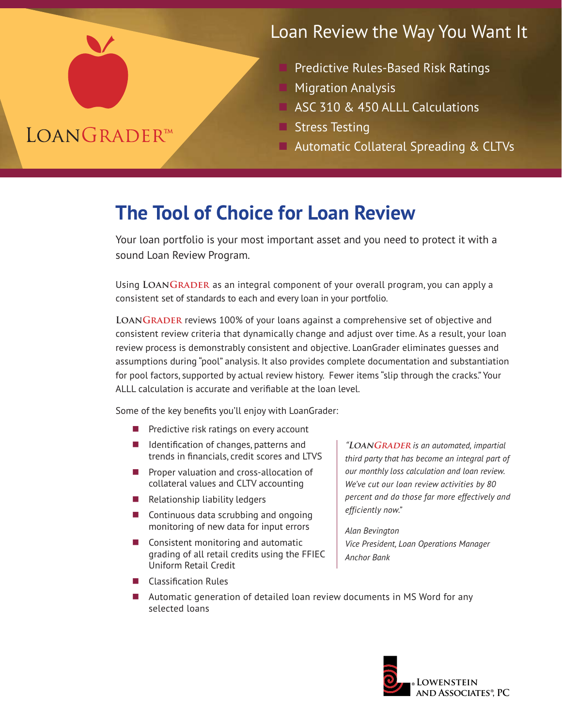LOANGRADER™

## Loan Review the Way You Want It

- Predictive Rules-Based Risk Ratings
- Migration Analysis
- ASC 310 & 450 ALLL Calculations
- Stress Testing
- Automatic Collateral Spreading & CLTVs

# The Tool of Choice for Loan Review

Your loan portfolio is your most important asset and you need to protect it with a sound Loan Review Program.

Using LOANGRADER as an integral component of your overall program, you can apply a consistent set of standards to each and every loan in your portfolio.

LOANGRADER reviews 100% of your loans against a comprehensive set of objective and consistent review criteria that dynamically change and adjust over time. As a result, your loan review process is demonstrably consistent and objective. LoanGrader eliminates guesses and assumptions during "pool" analysis. It also provides complete documentation and substantiation for pool factors, supported by actual review history. Fewer items "slip through the cracks." Your ALLL calculation is accurate and verifiable at the loan level.

Some of the key benefits you'll enjoy with LoanGrader:

- Predictive risk ratings on every account
- Identification of changes, patterns and trends in financials, credit scores and LTVS
- Proper valuation and cross-allocation of collateral values and CLTV accounting
- Relationship liability ledgers
- Continuous data scrubbing and ongoing monitoring of new data for input errors
- Consistent monitoring and automatic grading of all retail credits using the FFIEC Uniform Retail Credit
- Classification Rules
- Automatic generation of detailed loan review documents in MS Word for any selected loans

*"LOANGRADER is an automated, impartial third party that has become an integral part of our monthly loss calculation and loan review. We've cut our loan review activities by 80 percent and do those far more effectively and efficiently now."*

*Alan Bevington*
*Vice President, Loan Operations Manager*
*Anchor Bank*

LOWENSTEIN AND ASSOCIATES®, PC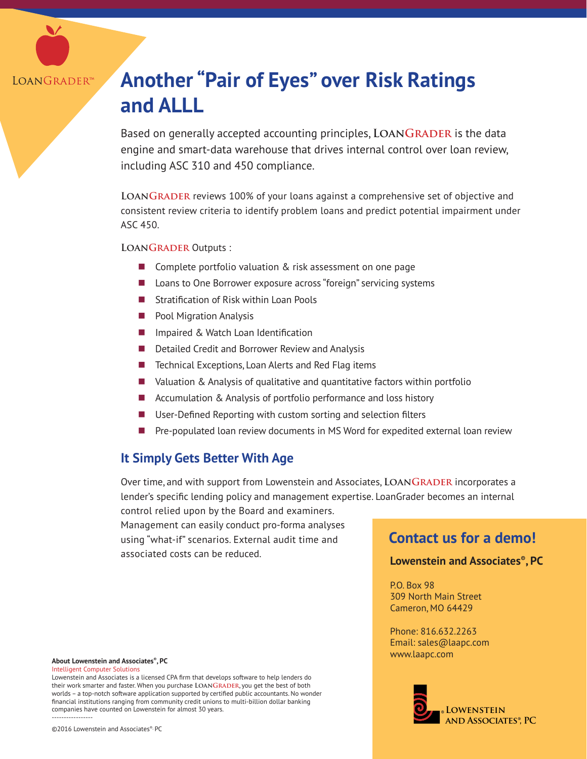LOANGRADER™

# Another "Pair of Eyes" over Risk Ratings and ALLL

Based on generally accepted accounting principles, LOANGRADER is the data engine and smart-data warehouse that drives internal control over loan review, including ASC 310 and 450 compliance.

LOANGRADER reviews 100% of your loans against a comprehensive set of objective and consistent review criteria to identify problem loans and predict potential impairment under ASC 450.

LOANGRADER Outputs :

- Complete portfolio valuation & risk assessment on one page
- Loans to One Borrower exposure across "foreign" servicing systems
- Stratification of Risk within Loan Pools
- Pool Migration Analysis
- Impaired & Watch Loan Identification
- Detailed Credit and Borrower Review and Analysis
- Technical Exceptions, Loan Alerts and Red Flag items
- Valuation & Analysis of qualitative and quantitative factors within portfolio
- Accumulation & Analysis of portfolio performance and loss history
- User-Defined Reporting with custom sorting and selection filters
- Pre-populated loan review documents in MS Word for expedited external loan review

## It Simply Gets Better With Age

Over time, and with support from Lowenstein and Associates, LOANGRADER incorporates a lender's specific lending policy and management expertise. LoanGrader becomes an internal control relied upon by the Board and examiners. Management can easily conduct pro-forma analyses using "what-if" scenarios. External audit time and associated costs can be reduced.

## Contact us for a demo!

**Lowenstein and Associates®, PC**

P.O. Box 98
309 North Main Street
Cameron, MO 64429

Phone: 816.632.2263
Email: sales@laapc.com
www.laapc.com

LOWENSTEIN AND ASSOCIATES®, PC

**About Lowenstein and Associates®, PC**
Intelligent Computer Solutions
Lowenstein and Associates is a licensed CPA firm that develops software to help lenders do their work smarter and faster. When you purchase LOANGRADER, you get the best of both worlds – a top-notch software application supported by certified public accountants. No wonder financial institutions ranging from community credit unions to multi-billion dollar banking companies have counted on Lowenstein for almost 30 years.

-----------------

©2016 Lowenstein and Associates®, PC